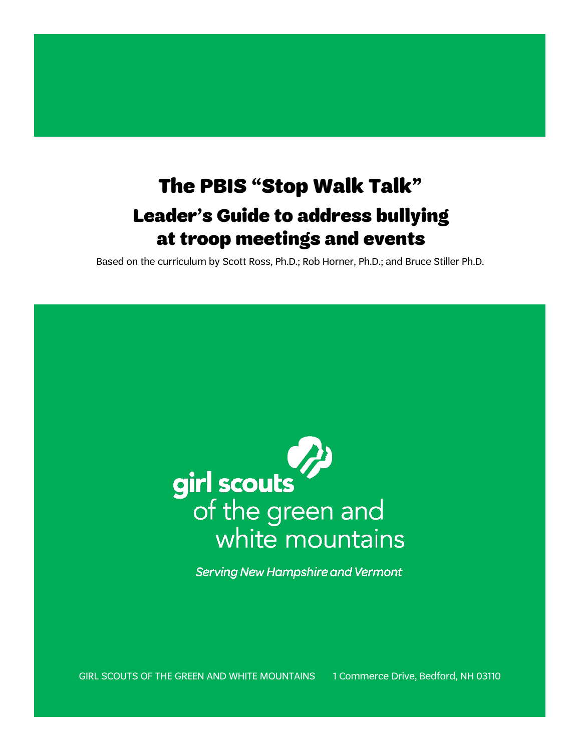# The PBIS "Stop Walk Talk"

## Leader's Guide to address bullying at troop meetings and events

Based on the curriculum by Scott Ross, Ph.D.; Rob Horner, Ph.D.; and Bruce Stiller Ph.D.

girl scouts of the green and white mountains

*Serving New Hampshire and Vermont*

GIRL SCOUTS OF THE GREEN AND WHITE MOUNTAINS 1 Commerce Drive, Bedford, NH 03110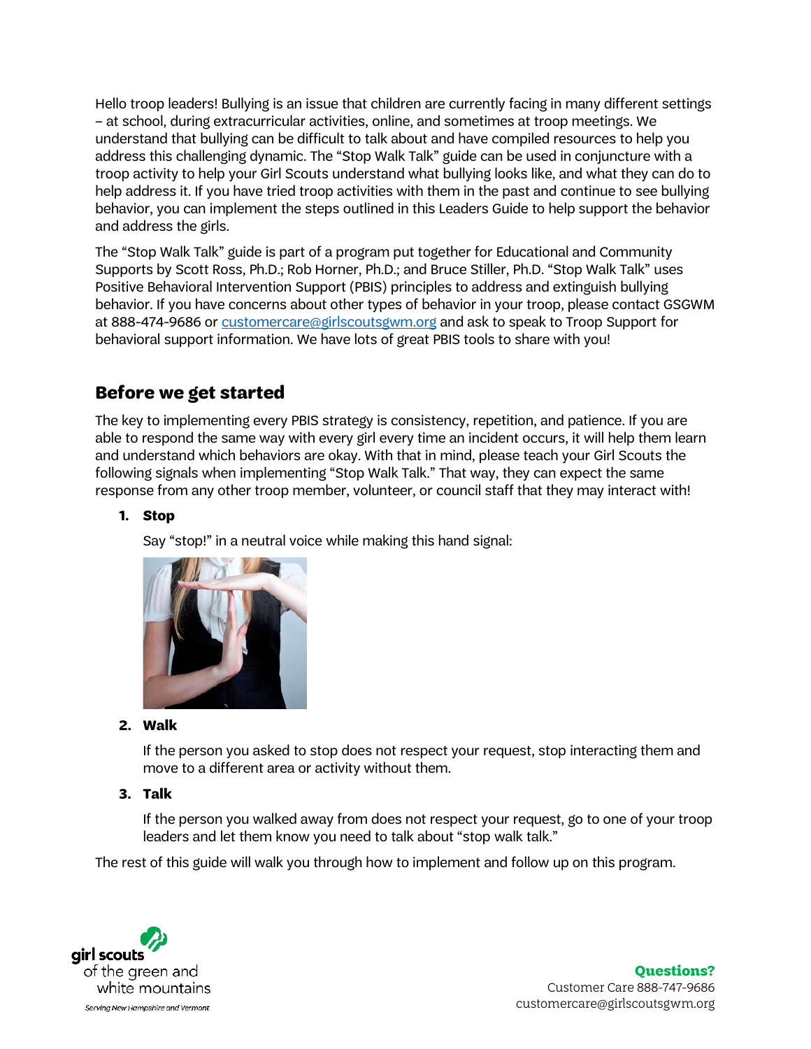Hello troop leaders! Bullying is an issue that children are currently facing in many different settings – at school, during extracurricular activities, online, and sometimes at troop meetings. We understand that bullying can be difficult to talk about and have compiled resources to help you address this challenging dynamic. The "Stop Walk Talk" guide can be used in conjuncture with a troop activity to help your Girl Scouts understand what bullying looks like, and what they can do to help address it. If you have tried troop activities with them in the past and continue to see bullying behavior, you can implement the steps outlined in this Leaders Guide to help support the behavior and address the girls.

The "Stop Walk Talk" guide is part of a program put together for Educational and Community Supports by Scott Ross, Ph.D.; Rob Horner, Ph.D.; and Bruce Stiller, Ph.D. "Stop Walk Talk" uses Positive Behavioral Intervention Support (PBIS) principles to address and extinguish bullying behavior. If you have concerns about other types of behavior in your troop, please contact GSGWM at 888-474-9686 or customercare@girlscoutsgwm.org and ask to speak to Troop Support for behavioral support information. We have lots of great PBIS tools to share with you!

## Before we get started

The key to implementing every PBIS strategy is consistency, repetition, and patience. If you are able to respond the same way with every girl every time an incident occurs, it will help them learn and understand which behaviors are okay. With that in mind, please teach your Girl Scouts the following signals when implementing "Stop Walk Talk." That way, they can expect the same response from any other troop member, volunteer, or council staff that they may interact with!

1. **Stop**

   Say "stop!" in a neutral voice while making this hand signal:

2. **Walk**

   If the person you asked to stop does not respect your request, stop interacting them and move to a different area or activity without them.

3. **Talk**

   If the person you walked away from does not respect your request, go to one of your troop leaders and let them know you need to talk about "stop walk talk."

The rest of this guide will walk you through how to implement and follow up on this program.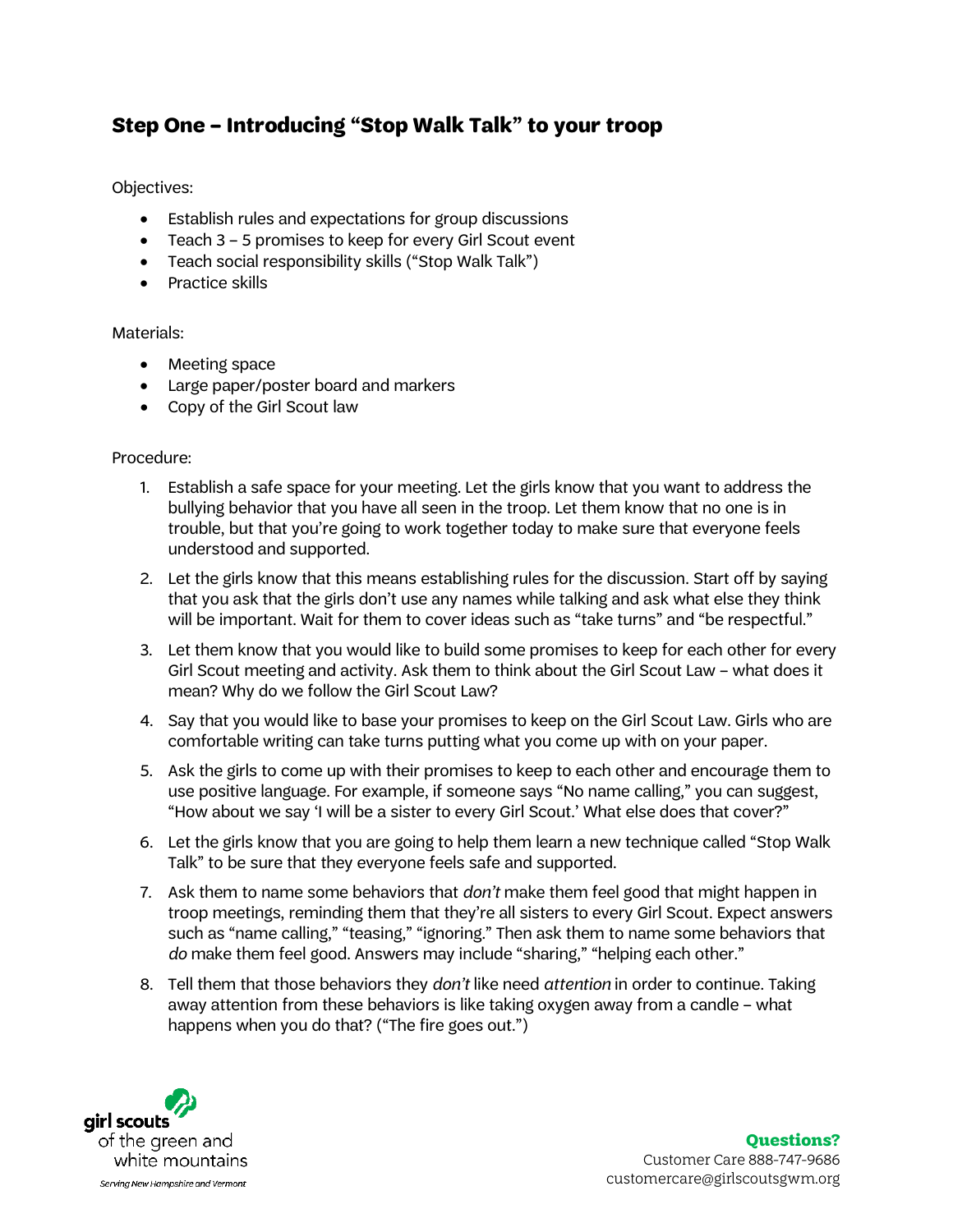## Step One – Introducing "Stop Walk Talk" to your troop

Objectives:

- Establish rules and expectations for group discussions
- Teach 3 – 5 promises to keep for every Girl Scout event
- Teach social responsibility skills ("Stop Walk Talk")
- Practice skills

Materials:

- Meeting space
- Large paper/poster board and markers
- Copy of the Girl Scout law

Procedure:

1. Establish a safe space for your meeting. Let the girls know that you want to address the bullying behavior that you have all seen in the troop. Let them know that no one is in trouble, but that you're going to work together today to make sure that everyone feels understood and supported.
2. Let the girls know that this means establishing rules for the discussion. Start off by saying that you ask that the girls don't use any names while talking and ask what else they think will be important. Wait for them to cover ideas such as "take turns" and "be respectful."
3. Let them know that you would like to build some promises to keep for each other for every Girl Scout meeting and activity. Ask them to think about the Girl Scout Law – what does it mean? Why do we follow the Girl Scout Law?
4. Say that you would like to base your promises to keep on the Girl Scout Law. Girls who are comfortable writing can take turns putting what you come up with on your paper.
5. Ask the girls to come up with their promises to keep to each other and encourage them to use positive language. For example, if someone says "No name calling," you can suggest, "How about we say 'I will be a sister to every Girl Scout.' What else does that cover?"
6. Let the girls know that you are going to help them learn a new technique called "Stop Walk Talk" to be sure that they everyone feels safe and supported.
7. Ask them to name some behaviors that *don't* make them feel good that might happen in troop meetings, reminding them that they're all sisters to every Girl Scout. Expect answers such as "name calling," "teasing," "ignoring." Then ask them to name some behaviors that *do* make them feel good. Answers may include "sharing," "helping each other."
8. Tell them that those behaviors they *don't* like need *attention* in order to continue. Taking away attention from these behaviors is like taking oxygen away from a candle – what happens when you do that? ("The fire goes out.")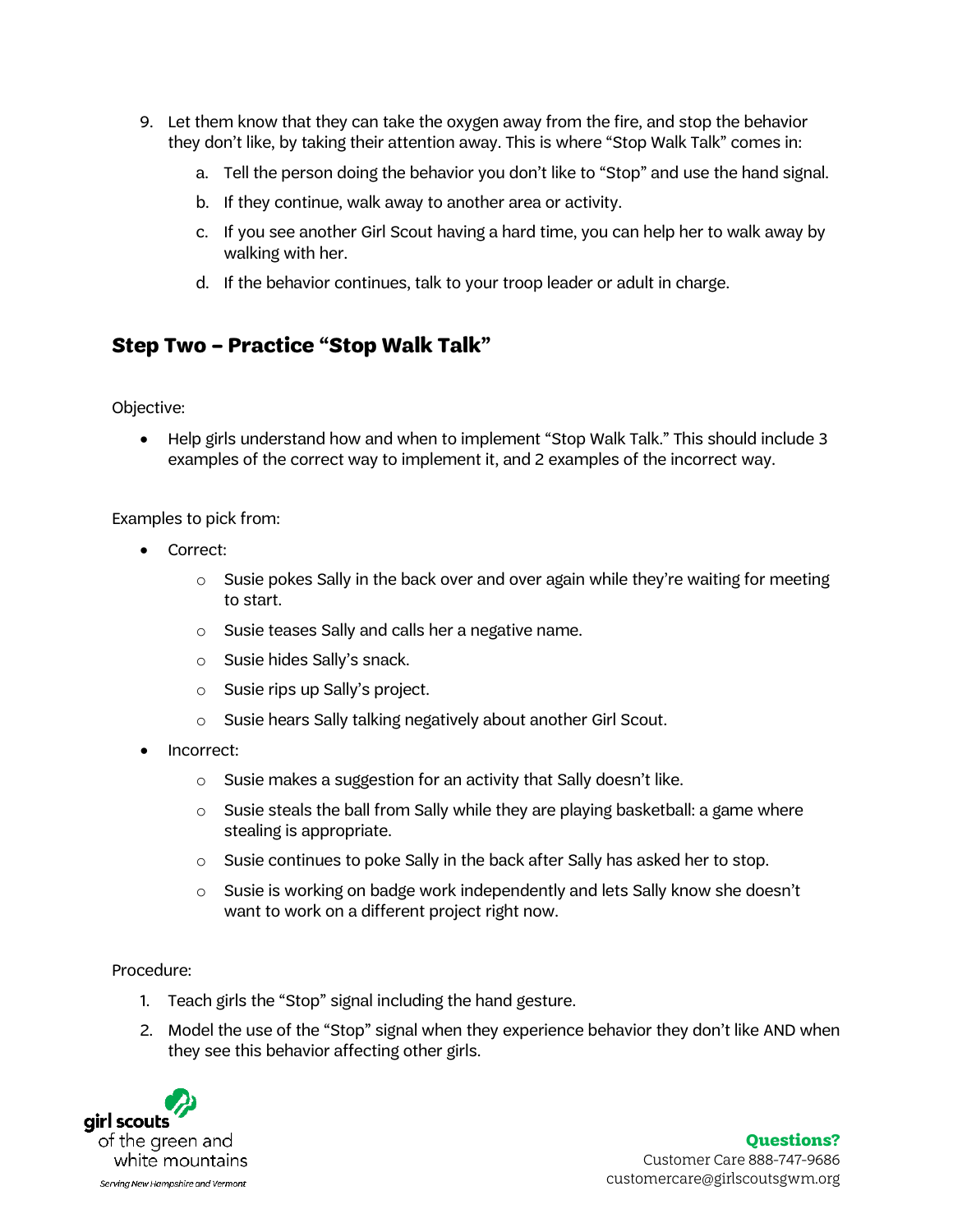9. Let them know that they can take the oxygen away from the fire, and stop the behavior they don't like, by taking their attention away. This is where "Stop Walk Talk" comes in:
    a. Tell the person doing the behavior you don't like to "Stop" and use the hand signal.
    b. If they continue, walk away to another area or activity.
    c. If you see another Girl Scout having a hard time, you can help her to walk away by walking with her.
    d. If the behavior continues, talk to your troop leader or adult in charge.

## Step Two – Practice "Stop Walk Talk"

Objective:

- Help girls understand how and when to implement "Stop Walk Talk." This should include 3 examples of the correct way to implement it, and 2 examples of the incorrect way.

Examples to pick from:

- Correct:
    - Susie pokes Sally in the back over and over again while they're waiting for meeting to start.
    - Susie teases Sally and calls her a negative name.
    - Susie hides Sally's snack.
    - Susie rips up Sally's project.
    - Susie hears Sally talking negatively about another Girl Scout.
- Incorrect:
    - Susie makes a suggestion for an activity that Sally doesn't like.
    - Susie steals the ball from Sally while they are playing basketball: a game where stealing is appropriate.
    - Susie continues to poke Sally in the back after Sally has asked her to stop.
    - Susie is working on badge work independently and lets Sally know she doesn't want to work on a different project right now.

Procedure:

1. Teach girls the "Stop" signal including the hand gesture.
2. Model the use of the "Stop" signal when they experience behavior they don't like AND when they see this behavior affecting other girls.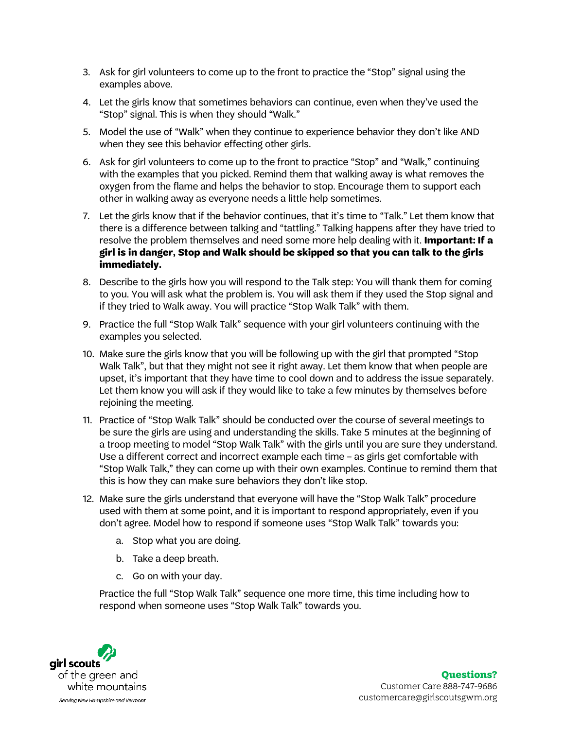3. Ask for girl volunteers to come up to the front to practice the "Stop" signal using the examples above.

4. Let the girls know that sometimes behaviors can continue, even when they've used the "Stop" signal. This is when they should "Walk."

5. Model the use of "Walk" when they continue to experience behavior they don't like AND when they see this behavior effecting other girls.

6. Ask for girl volunteers to come up to the front to practice "Stop" and "Walk," continuing with the examples that you picked. Remind them that walking away is what removes the oxygen from the flame and helps the behavior to stop. Encourage them to support each other in walking away as everyone needs a little help sometimes.

7. Let the girls know that if the behavior continues, that it's time to "Talk." Let them know that there is a difference between talking and "tattling." Talking happens after they have tried to resolve the problem themselves and need some more help dealing with it. **Important: If a girl is in danger, Stop and Walk should be skipped so that you can talk to the girls immediately.**

8. Describe to the girls how you will respond to the Talk step: You will thank them for coming to you. You will ask what the problem is. You will ask them if they used the Stop signal and if they tried to Walk away. You will practice "Stop Walk Talk" with them.

9. Practice the full "Stop Walk Talk" sequence with your girl volunteers continuing with the examples you selected.

10. Make sure the girls know that you will be following up with the girl that prompted "Stop Walk Talk", but that they might not see it right away. Let them know that when people are upset, it's important that they have time to cool down and to address the issue separately. Let them know you will ask if they would like to take a few minutes by themselves before rejoining the meeting.

11. Practice of "Stop Walk Talk" should be conducted over the course of several meetings to be sure the girls are using and understanding the skills. Take 5 minutes at the beginning of a troop meeting to model "Stop Walk Talk" with the girls until you are sure they understand. Use a different correct and incorrect example each time – as girls get comfortable with "Stop Walk Talk," they can come up with their own examples. Continue to remind them that this is how they can make sure behaviors they don't like stop.

12. Make sure the girls understand that everyone will have the "Stop Walk Talk" procedure used with them at some point, and it is important to respond appropriately, even if you don't agree. Model how to respond if someone uses "Stop Walk Talk" towards you:

    a. Stop what you are doing.

    b. Take a deep breath.

    c. Go on with your day.

    Practice the full "Stop Walk Talk" sequence one more time, this time including how to respond when someone uses "Stop Walk Talk" towards you.

girl scouts of the green and white mountains
*Serving New Hampshire and Vermont*

**Questions?**
Customer Care 888-747-9686
customercare@girlscoutsgwm.org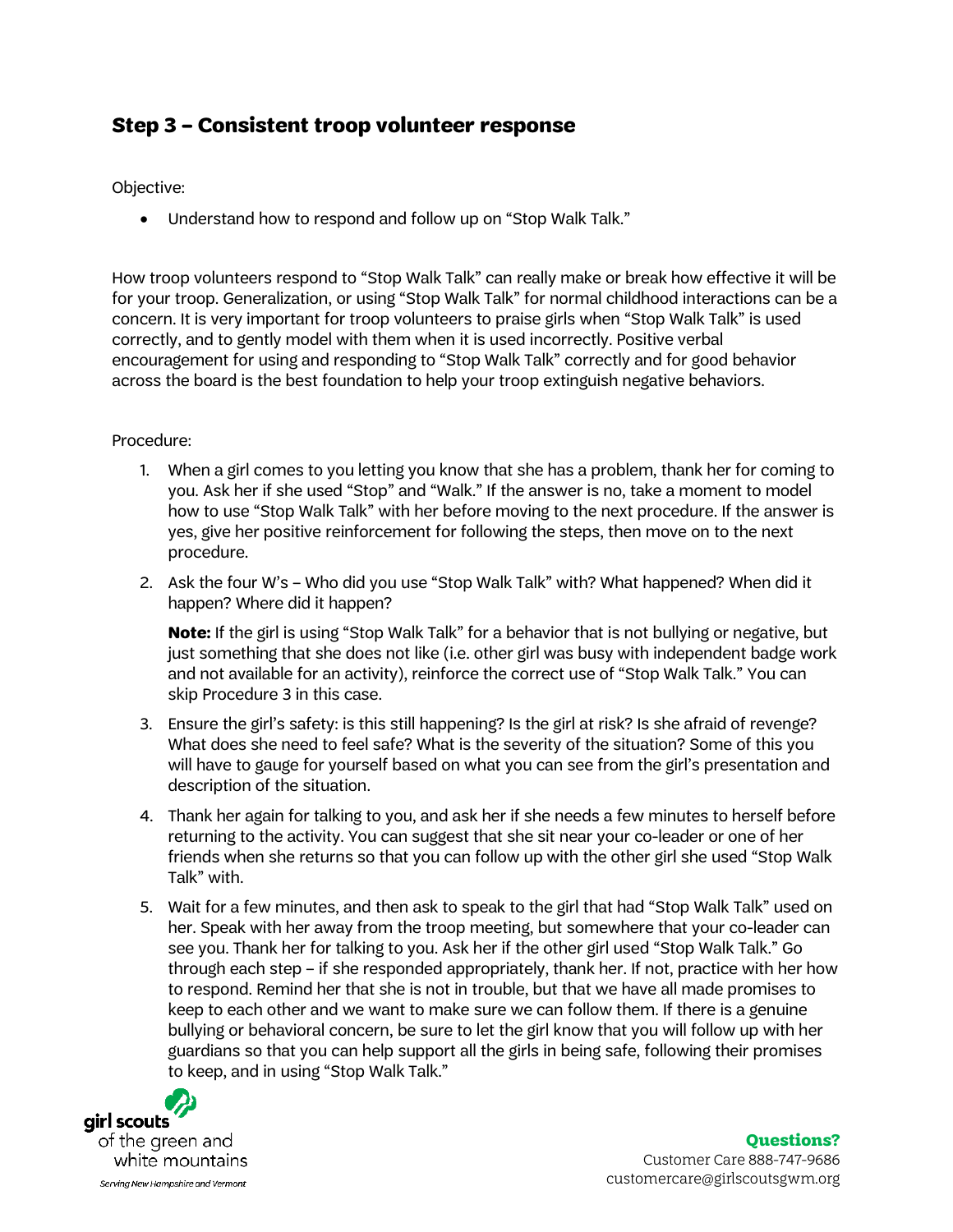## Step 3 – Consistent troop volunteer response

Objective:

- Understand how to respond and follow up on "Stop Walk Talk."

How troop volunteers respond to "Stop Walk Talk" can really make or break how effective it will be for your troop. Generalization, or using "Stop Walk Talk" for normal childhood interactions can be a concern. It is very important for troop volunteers to praise girls when "Stop Walk Talk" is used correctly, and to gently model with them when it is used incorrectly. Positive verbal encouragement for using and responding to "Stop Walk Talk" correctly and for good behavior across the board is the best foundation to help your troop extinguish negative behaviors.

Procedure:

1. When a girl comes to you letting you know that she has a problem, thank her for coming to you. Ask her if she used "Stop" and "Walk." If the answer is no, take a moment to model how to use "Stop Walk Talk" with her before moving to the next procedure. If the answer is yes, give her positive reinforcement for following the steps, then move on to the next procedure.
2. Ask the four W's – Who did you use "Stop Walk Talk" with? What happened? When did it happen? Where did it happen?

   **Note:** If the girl is using "Stop Walk Talk" for a behavior that is not bullying or negative, but just something that she does not like (i.e. other girl was busy with independent badge work and not available for an activity), reinforce the correct use of "Stop Walk Talk." You can skip Procedure 3 in this case.
3. Ensure the girl's safety: is this still happening? Is the girl at risk? Is she afraid of revenge? What does she need to feel safe? What is the severity of the situation? Some of this you will have to gauge for yourself based on what you can see from the girl's presentation and description of the situation.
4. Thank her again for talking to you, and ask her if she needs a few minutes to herself before returning to the activity. You can suggest that she sit near your co-leader or one of her friends when she returns so that you can follow up with the other girl she used "Stop Walk Talk" with.
5. Wait for a few minutes, and then ask to speak to the girl that had "Stop Walk Talk" used on her. Speak with her away from the troop meeting, but somewhere that your co-leader can see you. Thank her for talking to you. Ask her if the other girl used "Stop Walk Talk." Go through each step – if she responded appropriately, thank her. If not, practice with her how to respond. Remind her that she is not in trouble, but that we have all made promises to keep to each other and we want to make sure we can follow them. If there is a genuine bullying or behavioral concern, be sure to let the girl know that you will follow up with her guardians so that you can help support all the girls in being safe, following their promises to keep, and in using "Stop Walk Talk."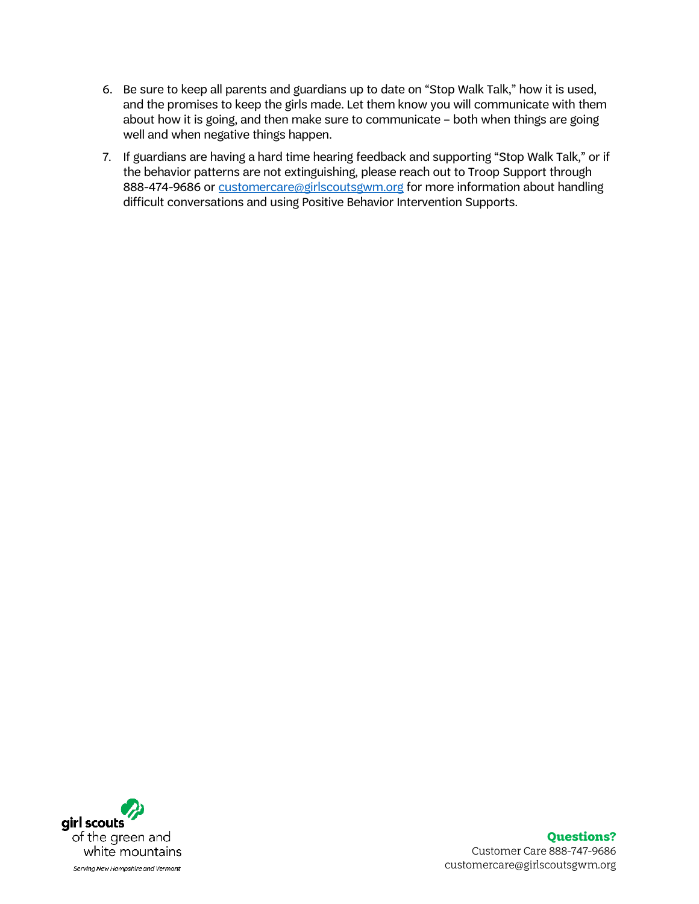6. Be sure to keep all parents and guardians up to date on "Stop Walk Talk," how it is used, and the promises to keep the girls made. Let them know you will communicate with them about how it is going, and then make sure to communicate – both when things are going well and when negative things happen.
7. If guardians are having a hard time hearing feedback and supporting "Stop Walk Talk," or if the behavior patterns are not extinguishing, please reach out to Troop Support through 888-474-9686 or [customercare@girlscoutsgwm.org](mailto:customercare@girlscoutsgwm.org) for more information about handling difficult conversations and using Positive Behavior Intervention Supports.